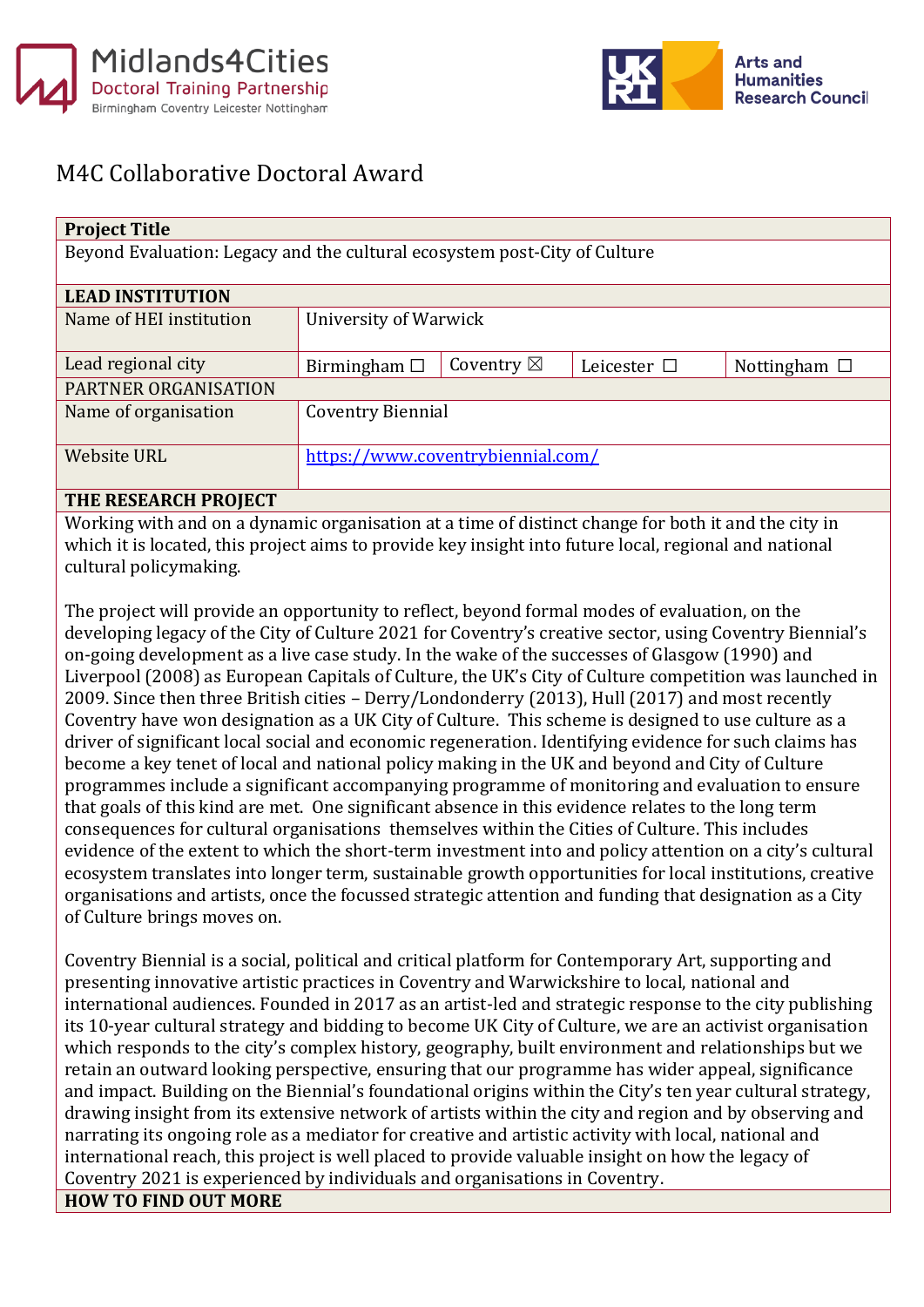Midlands4Cities
Doctoral Training Partnership
Birmingham Coventry Leicester Nottingham

UKRI Arts and Humanities Research Council

# M4C Collaborative Doctoral Award

| **Project Title** | | | | |
|---|---|---|---|---|
| Beyond Evaluation: Legacy and the cultural ecosystem post-City of Culture | | | | |
| **LEAD INSTITUTION** | | | | |
| Name of HEI institution | University of Warwick | | | |
| Lead regional city | Birmingham ☐ | Coventry ☒ | Leicester ☐ | Nottingham ☐ |
| PARTNER ORGANISATION | | | | |
| Name of organisation | Coventry Biennial | | | |
| Website URL | https://www.coventrybiennial.com/ | | | |

**THE RESEARCH PROJECT**

Working with and on a dynamic organisation at a time of distinct change for both it and the city in which it is located, this project aims to provide key insight into future local, regional and national cultural policymaking.

The project will provide an opportunity to reflect, beyond formal modes of evaluation, on the developing legacy of the City of Culture 2021 for Coventry's creative sector, using Coventry Biennial's on-going development as a live case study. In the wake of the successes of Glasgow (1990) and Liverpool (2008) as European Capitals of Culture, the UK's City of Culture competition was launched in 2009. Since then three British cities – Derry/Londonderry (2013), Hull (2017) and most recently Coventry have won designation as a UK City of Culture. This scheme is designed to use culture as a driver of significant local social and economic regeneration. Identifying evidence for such claims has become a key tenet of local and national policy making in the UK and beyond and City of Culture programmes include a significant accompanying programme of monitoring and evaluation to ensure that goals of this kind are met. One significant absence in this evidence relates to the long term consequences for cultural organisations themselves within the Cities of Culture. This includes evidence of the extent to which the short-term investment into and policy attention on a city's cultural ecosystem translates into longer term, sustainable growth opportunities for local institutions, creative organisations and artists, once the focussed strategic attention and funding that designation as a City of Culture brings moves on.

Coventry Biennial is a social, political and critical platform for Contemporary Art, supporting and presenting innovative artistic practices in Coventry and Warwickshire to local, national and international audiences. Founded in 2017 as an artist-led and strategic response to the city publishing its 10-year cultural strategy and bidding to become UK City of Culture, we are an activist organisation which responds to the city's complex history, geography, built environment and relationships but we retain an outward looking perspective, ensuring that our programme has wider appeal, significance and impact. Building on the Biennial's foundational origins within the City's ten year cultural strategy, drawing insight from its extensive network of artists within the city and region and by observing and narrating its ongoing role as a mediator for creative and artistic activity with local, national and international reach, this project is well placed to provide valuable insight on how the legacy of Coventry 2021 is experienced by individuals and organisations in Coventry.

**HOW TO FIND OUT MORE**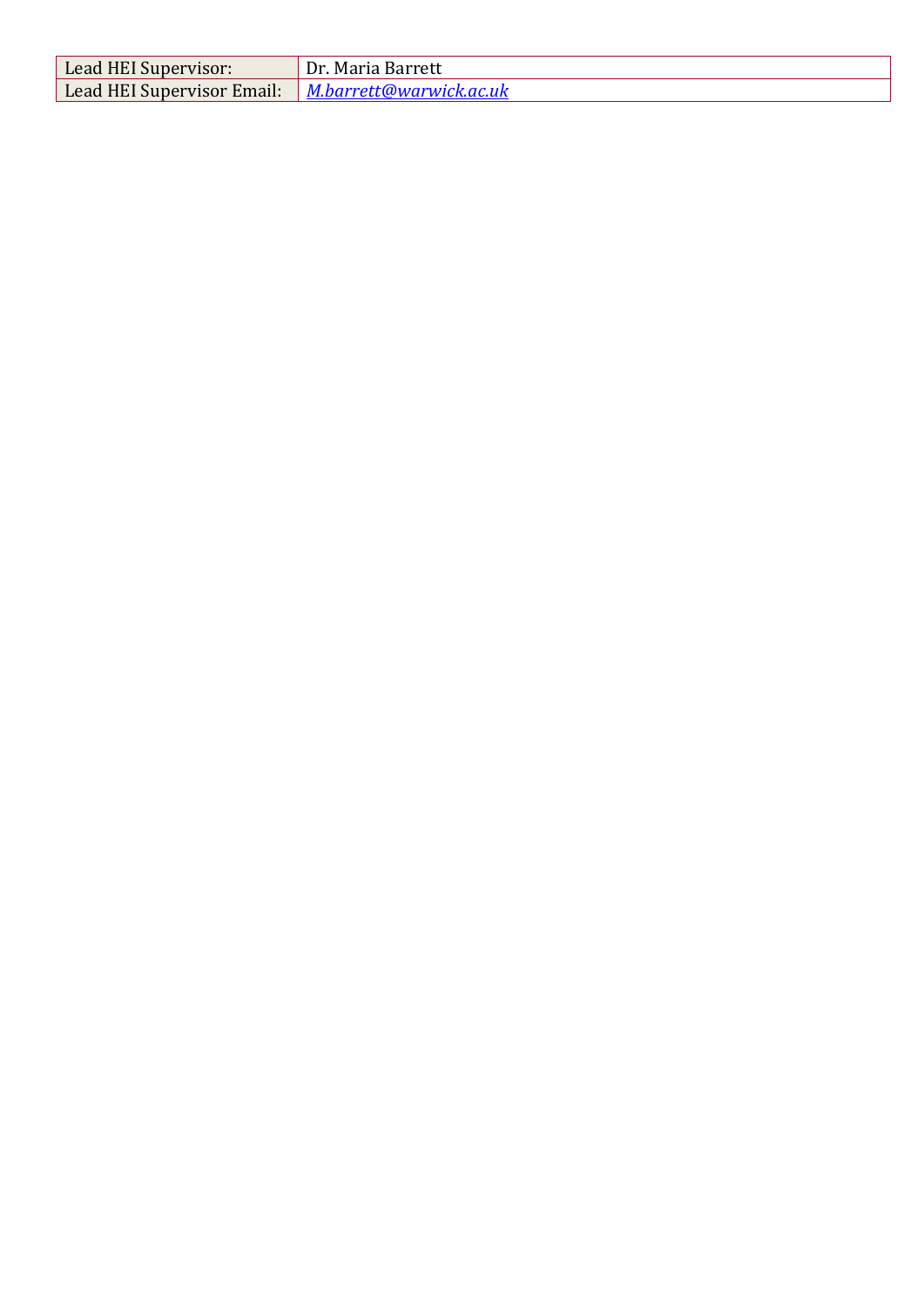| | |
|---|---|
| Lead HEI Supervisor: | Dr. Maria Barrett |
| Lead HEI Supervisor Email: | *M.barrett@warwick.ac.uk* |